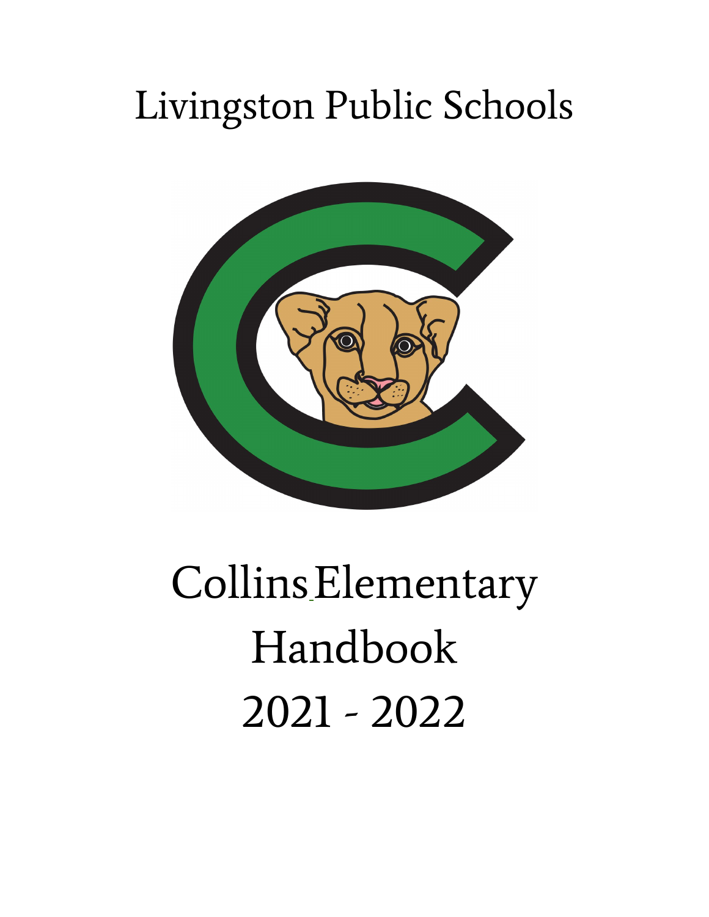# Livingston Public Schools

# Collins Elementary Handbook 2021 - 2022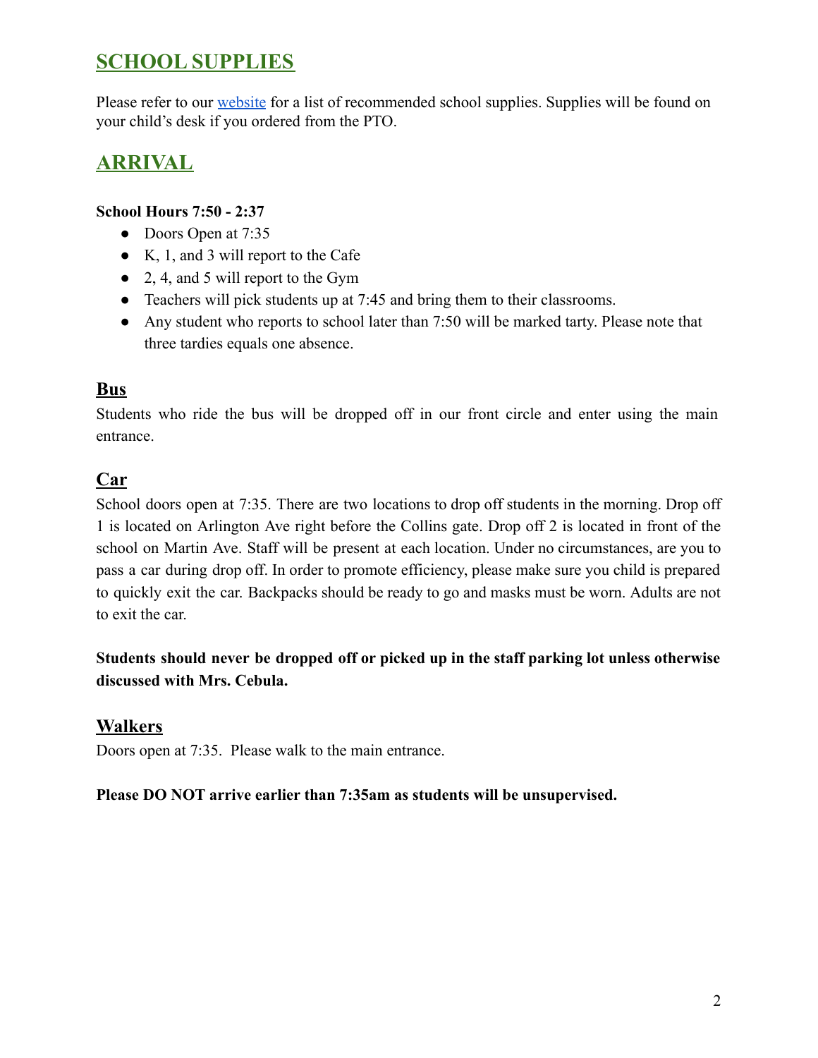## SCHOOL SUPPLIES

Please refer to our website for a list of recommended school supplies. Supplies will be found on your child's desk if you ordered from the PTO.

## ARRIVAL

**School Hours 7:50 - 2:37**

- Doors Open at 7:35
- K, 1, and 3 will report to the Cafe
- 2, 4, and 5 will report to the Gym
- Teachers will pick students up at 7:45 and bring them to their classrooms.
- Any student who reports to school later than 7:50 will be marked tarty. Please note that three tardies equals one absence.

### Bus

Students who ride the bus will be dropped off in our front circle and enter using the main entrance.

### Car

School doors open at 7:35. There are two locations to drop off students in the morning. Drop off 1 is located on Arlington Ave right before the Collins gate. Drop off 2 is located in front of the school on Martin Ave. Staff will be present at each location. Under no circumstances, are you to pass a car during drop off. In order to promote efficiency, please make sure you child is prepared to quickly exit the car. Backpacks should be ready to go and masks must be worn. Adults are not to exit the car.

**Students should never be dropped off or picked up in the staff parking lot unless otherwise discussed with Mrs. Cebula.**

### Walkers

Doors open at 7:35. Please walk to the main entrance.

**Please DO NOT arrive earlier than 7:35am as students will be unsupervised.**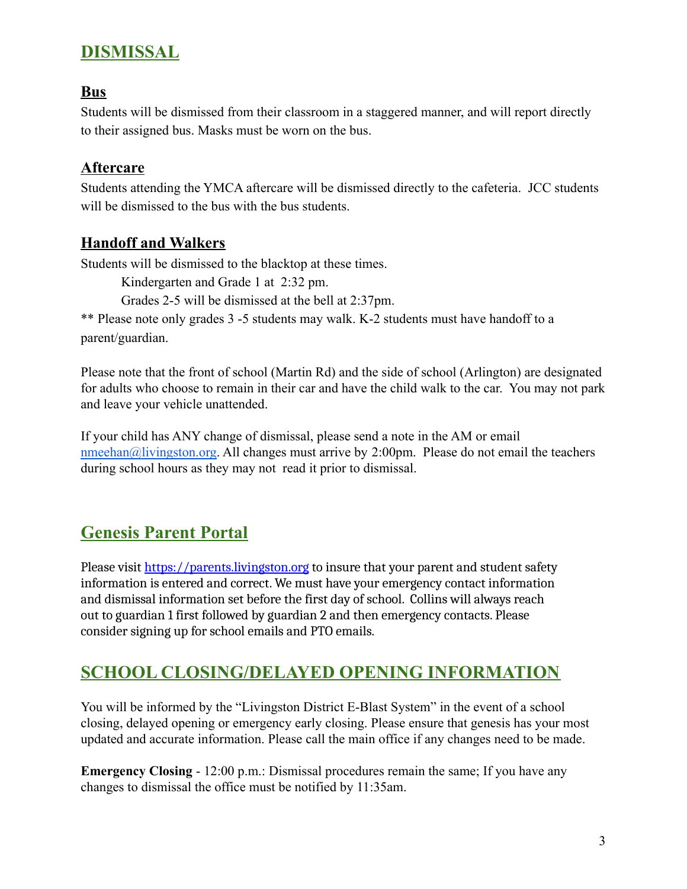## DISMISSAL

### Bus

Students will be dismissed from their classroom in a staggered manner, and will report directly to their assigned bus. Masks must be worn on the bus.

### Aftercare

Students attending the YMCA aftercare will be dismissed directly to the cafeteria. JCC students will be dismissed to the bus with the bus students.

### Handoff and Walkers

Students will be dismissed to the blacktop at these times.

Kindergarten and Grade 1 at 2:32 pm.

Grades 2-5 will be dismissed at the bell at 2:37pm.

** Please note only grades 3 -5 students may walk. K-2 students must have handoff to a parent/guardian.

Please note that the front of school (Martin Rd) and the side of school (Arlington) are designated for adults who choose to remain in their car and have the child walk to the car. You may not park and leave your vehicle unattended.

If your child has ANY change of dismissal, please send a note in the AM or email nmeehan@livingston.org. All changes must arrive by 2:00pm. Please do not email the teachers during school hours as they may not read it prior to dismissal.

## Genesis Parent Portal

Please visit https://parents.livingston.org to insure that your parent and student safety information is entered and correct. We must have your emergency contact information and dismissal information set before the first day of school. Collins will always reach out to guardian 1 first followed by guardian 2 and then emergency contacts. Please consider signing up for school emails and PTO emails.

## SCHOOL CLOSING/DELAYED OPENING INFORMATION

You will be informed by the "Livingston District E-Blast System" in the event of a school closing, delayed opening or emergency early closing. Please ensure that genesis has your most updated and accurate information. Please call the main office if any changes need to be made.

**Emergency Closing** - 12:00 p.m.: Dismissal procedures remain the same; If you have any changes to dismissal the office must be notified by 11:35am.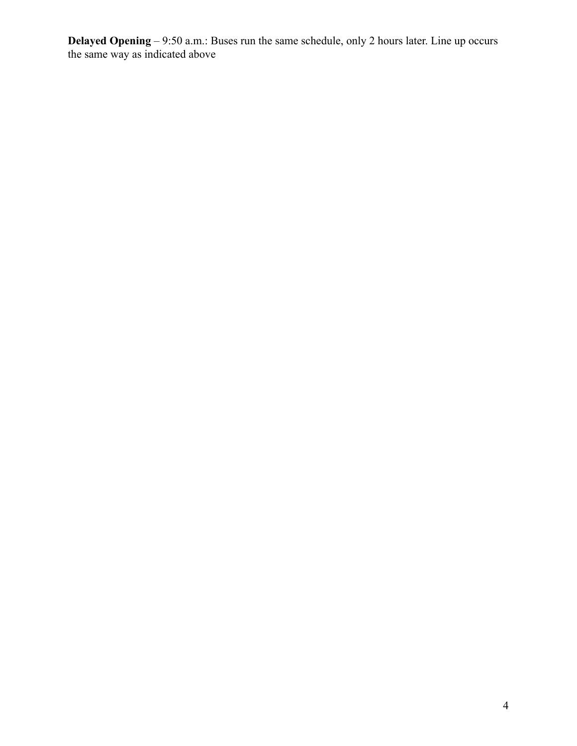**Delayed Opening** – 9:50 a.m.: Buses run the same schedule, only 2 hours later. Line up occurs the same way as indicated above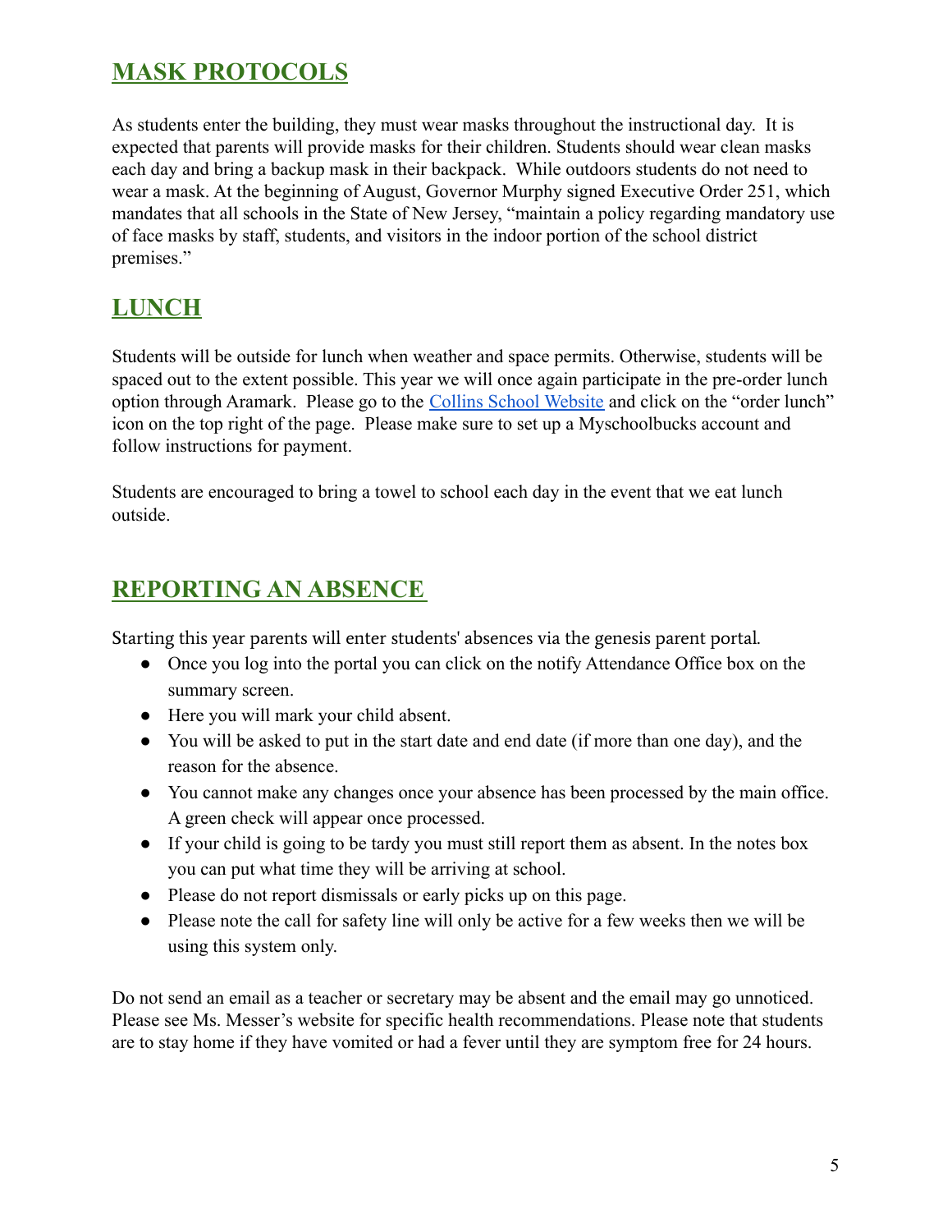## MASK PROTOCOLS

As students enter the building, they must wear masks throughout the instructional day. It is expected that parents will provide masks for their children. Students should wear clean masks each day and bring a backup mask in their backpack. While outdoors students do not need to wear a mask. At the beginning of August, Governor Murphy signed Executive Order 251, which mandates that all schools in the State of New Jersey, "maintain a policy regarding mandatory use of face masks by staff, students, and visitors in the indoor portion of the school district premises."

## LUNCH

Students will be outside for lunch when weather and space permits. Otherwise, students will be spaced out to the extent possible. This year we will once again participate in the pre-order lunch option through Aramark. Please go to the Collins School Website and click on the "order lunch" icon on the top right of the page. Please make sure to set up a Myschoolbucks account and follow instructions for payment.

Students are encouraged to bring a towel to school each day in the event that we eat lunch outside.

## REPORTING AN ABSENCE

Starting this year parents will enter students' absences via the genesis parent portal.

- Once you log into the portal you can click on the notify Attendance Office box on the summary screen.
- Here you will mark your child absent.
- You will be asked to put in the start date and end date (if more than one day), and the reason for the absence.
- You cannot make any changes once your absence has been processed by the main office. A green check will appear once processed.
- If your child is going to be tardy you must still report them as absent. In the notes box you can put what time they will be arriving at school.
- Please do not report dismissals or early picks up on this page.
- Please note the call for safety line will only be active for a few weeks then we will be using this system only.

Do not send an email as a teacher or secretary may be absent and the email may go unnoticed. Please see Ms. Messer's website for specific health recommendations. Please note that students are to stay home if they have vomited or had a fever until they are symptom free for 24 hours.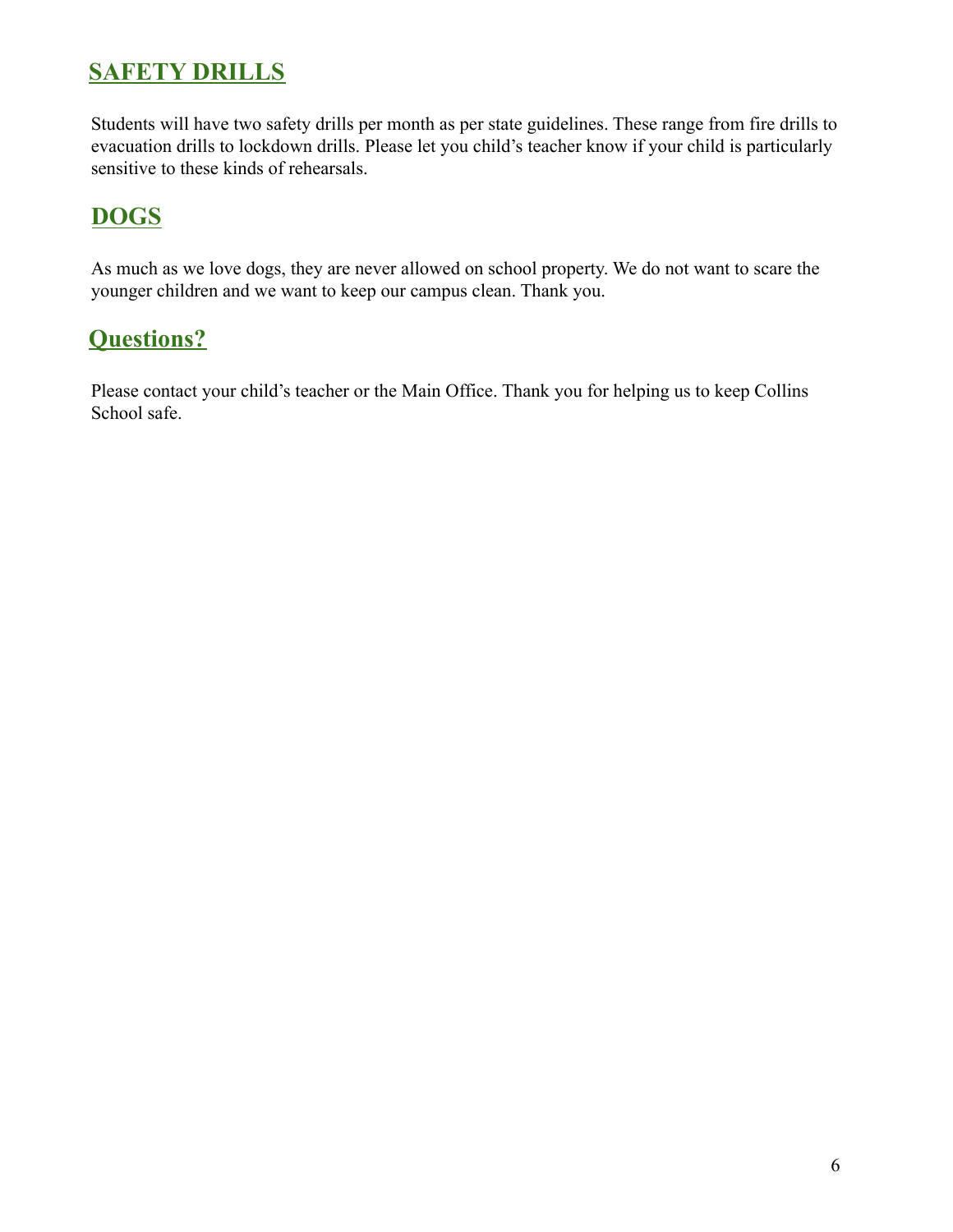## SAFETY DRILLS

Students will have two safety drills per month as per state guidelines. These range from fire drills to evacuation drills to lockdown drills. Please let you child's teacher know if your child is particularly sensitive to these kinds of rehearsals.

## DOGS

As much as we love dogs, they are never allowed on school property. We do not want to scare the younger children and we want to keep our campus clean. Thank you.

## Questions?

Please contact your child's teacher or the Main Office. Thank you for helping us to keep Collins School safe.